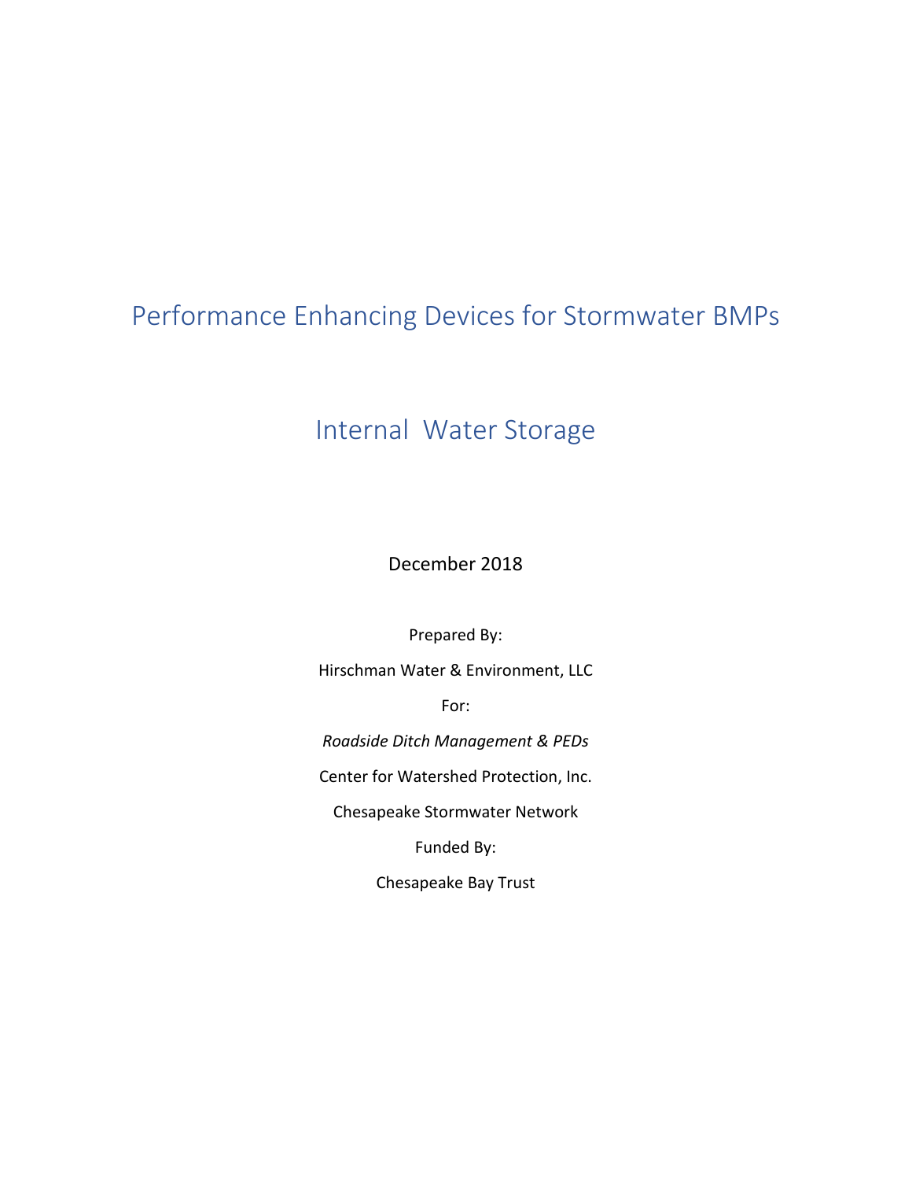# Performance Enhancing Devices for Stormwater BMPs

## Internal Water Storage

December 2018

Prepared By:

Hirschman Water & Environment, LLC

For:

*Roadside Ditch Management & PEDs*

Center for Watershed Protection, Inc.

Chesapeake Stormwater Network

Funded By:

Chesapeake Bay Trust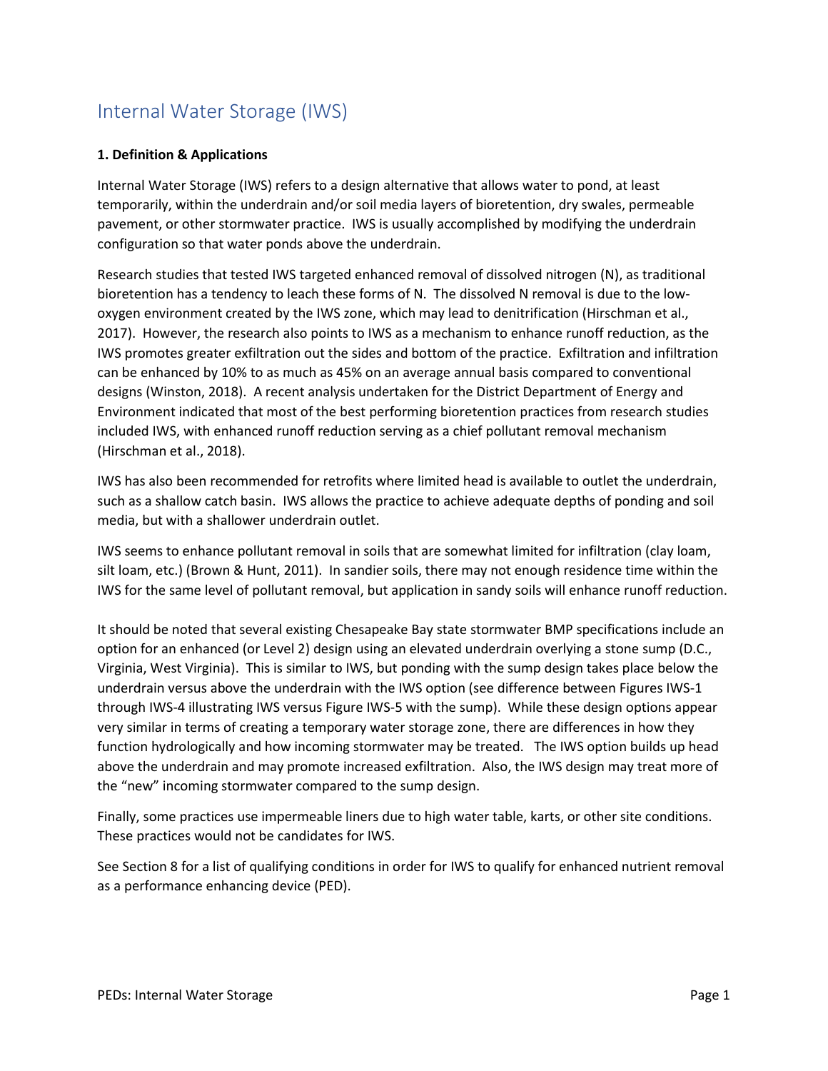# Internal Water Storage (IWS)

**1. Definition & Applications**

Internal Water Storage (IWS) refers to a design alternative that allows water to pond, at least temporarily, within the underdrain and/or soil media layers of bioretention, dry swales, permeable pavement, or other stormwater practice. IWS is usually accomplished by modifying the underdrain configuration so that water ponds above the underdrain.

Research studies that tested IWS targeted enhanced removal of dissolved nitrogen (N), as traditional bioretention has a tendency to leach these forms of N. The dissolved N removal is due to the low-oxygen environment created by the IWS zone, which may lead to denitrification (Hirschman et al., 2017). However, the research also points to IWS as a mechanism to enhance runoff reduction, as the IWS promotes greater exfiltration out the sides and bottom of the practice. Exfiltration and infiltration can be enhanced by 10% to as much as 45% on an average annual basis compared to conventional designs (Winston, 2018). A recent analysis undertaken for the District Department of Energy and Environment indicated that most of the best performing bioretention practices from research studies included IWS, with enhanced runoff reduction serving as a chief pollutant removal mechanism (Hirschman et al., 2018).

IWS has also been recommended for retrofits where limited head is available to outlet the underdrain, such as a shallow catch basin. IWS allows the practice to achieve adequate depths of ponding and soil media, but with a shallower underdrain outlet.

IWS seems to enhance pollutant removal in soils that are somewhat limited for infiltration (clay loam, silt loam, etc.) (Brown & Hunt, 2011). In sandier soils, there may not enough residence time within the IWS for the same level of pollutant removal, but application in sandy soils will enhance runoff reduction.

It should be noted that several existing Chesapeake Bay state stormwater BMP specifications include an option for an enhanced (or Level 2) design using an elevated underdrain overlying a stone sump (D.C., Virginia, West Virginia). This is similar to IWS, but ponding with the sump design takes place below the underdrain versus above the underdrain with the IWS option (see difference between Figures IWS-1 through IWS-4 illustrating IWS versus Figure IWS-5 with the sump). While these design options appear very similar in terms of creating a temporary water storage zone, there are differences in how they function hydrologically and how incoming stormwater may be treated. The IWS option builds up head above the underdrain and may promote increased exfiltration. Also, the IWS design may treat more of the "new" incoming stormwater compared to the sump design.

Finally, some practices use impermeable liners due to high water table, karts, or other site conditions. These practices would not be candidates for IWS.

See Section 8 for a list of qualifying conditions in order for IWS to qualify for enhanced nutrient removal as a performance enhancing device (PED).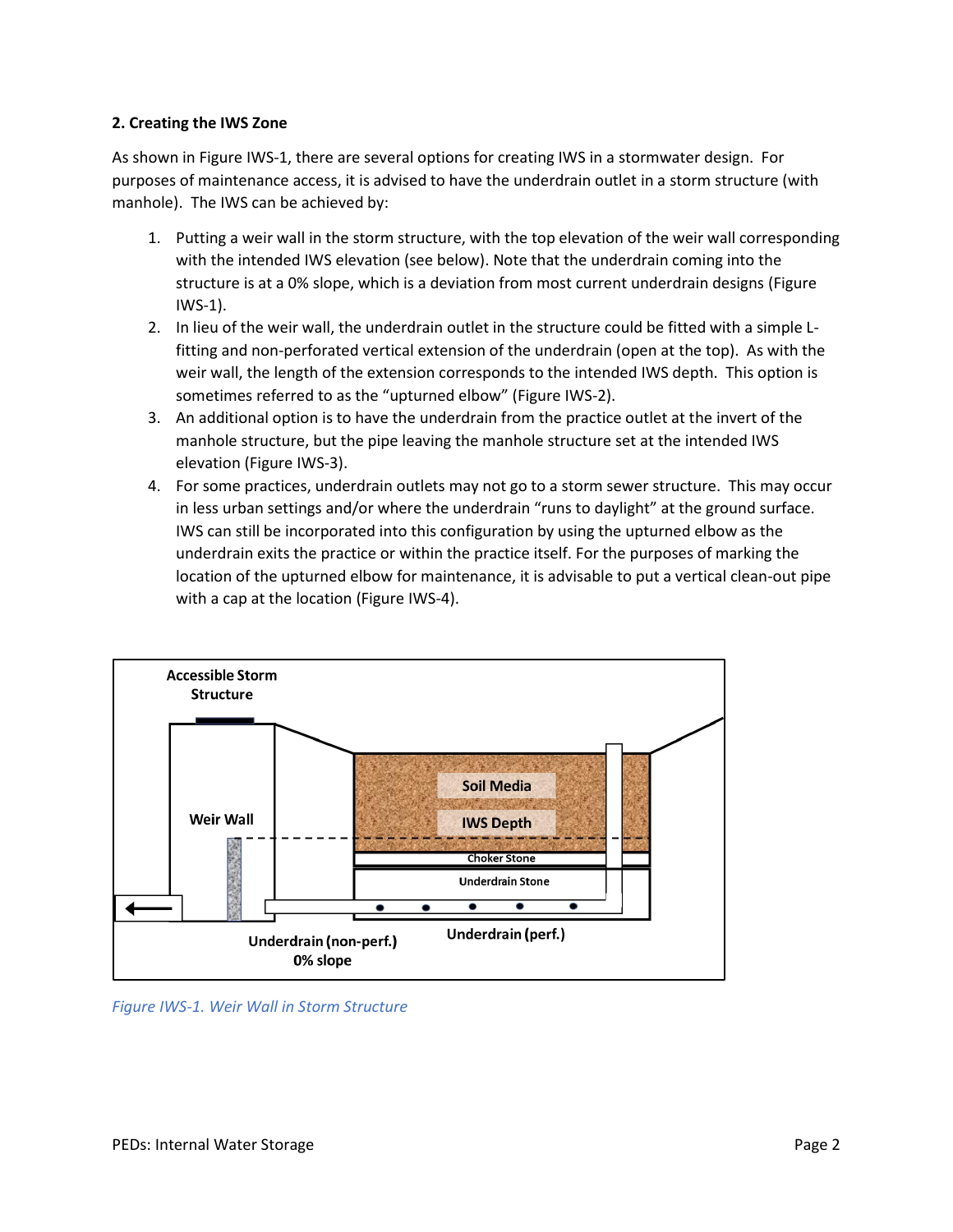**2. Creating the IWS Zone**

As shown in Figure IWS-1, there are several options for creating IWS in a stormwater design. For purposes of maintenance access, it is advised to have the underdrain outlet in a storm structure (with manhole). The IWS can be achieved by:

1. Putting a weir wall in the storm structure, with the top elevation of the weir wall corresponding with the intended IWS elevation (see below). Note that the underdrain coming into the structure is at a 0% slope, which is a deviation from most current underdrain designs (Figure IWS-1).
2. In lieu of the weir wall, the underdrain outlet in the structure could be fitted with a simple L-fitting and non-perforated vertical extension of the underdrain (open at the top). As with the weir wall, the length of the extension corresponds to the intended IWS depth. This option is sometimes referred to as the "upturned elbow" (Figure IWS-2).
3. An additional option is to have the underdrain from the practice outlet at the invert of the manhole structure, but the pipe leaving the manhole structure set at the intended IWS elevation (Figure IWS-3).
4. For some practices, underdrain outlets may not go to a storm sewer structure. This may occur in less urban settings and/or where the underdrain "runs to daylight" at the ground surface. IWS can still be incorporated into this configuration by using the upturned elbow as the underdrain exits the practice or within the practice itself. For the purposes of marking the location of the upturned elbow for maintenance, it is advisable to put a vertical clean-out pipe with a cap at the location (Figure IWS-4).

Accessible Storm Structure

Weir Wall

Soil Media

IWS Depth

Choker Stone

Underdrain Stone

Underdrain (non-perf.) 0% slope

Underdrain (perf.)

*Figure IWS-1. Weir Wall in Storm Structure*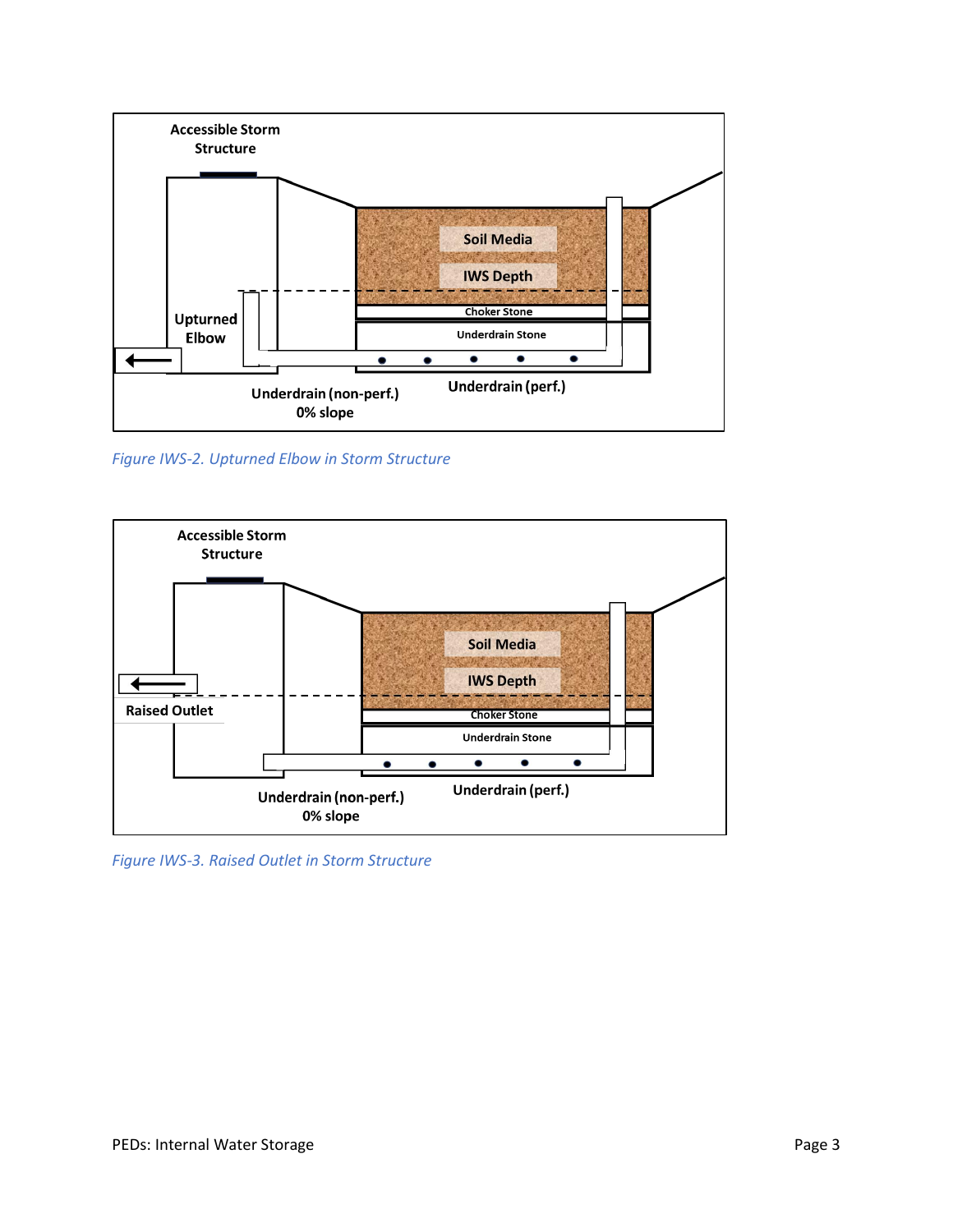Figure IWS-2. Upturned Elbow in Storm Structure

Figure IWS-3. Raised Outlet in Storm Structure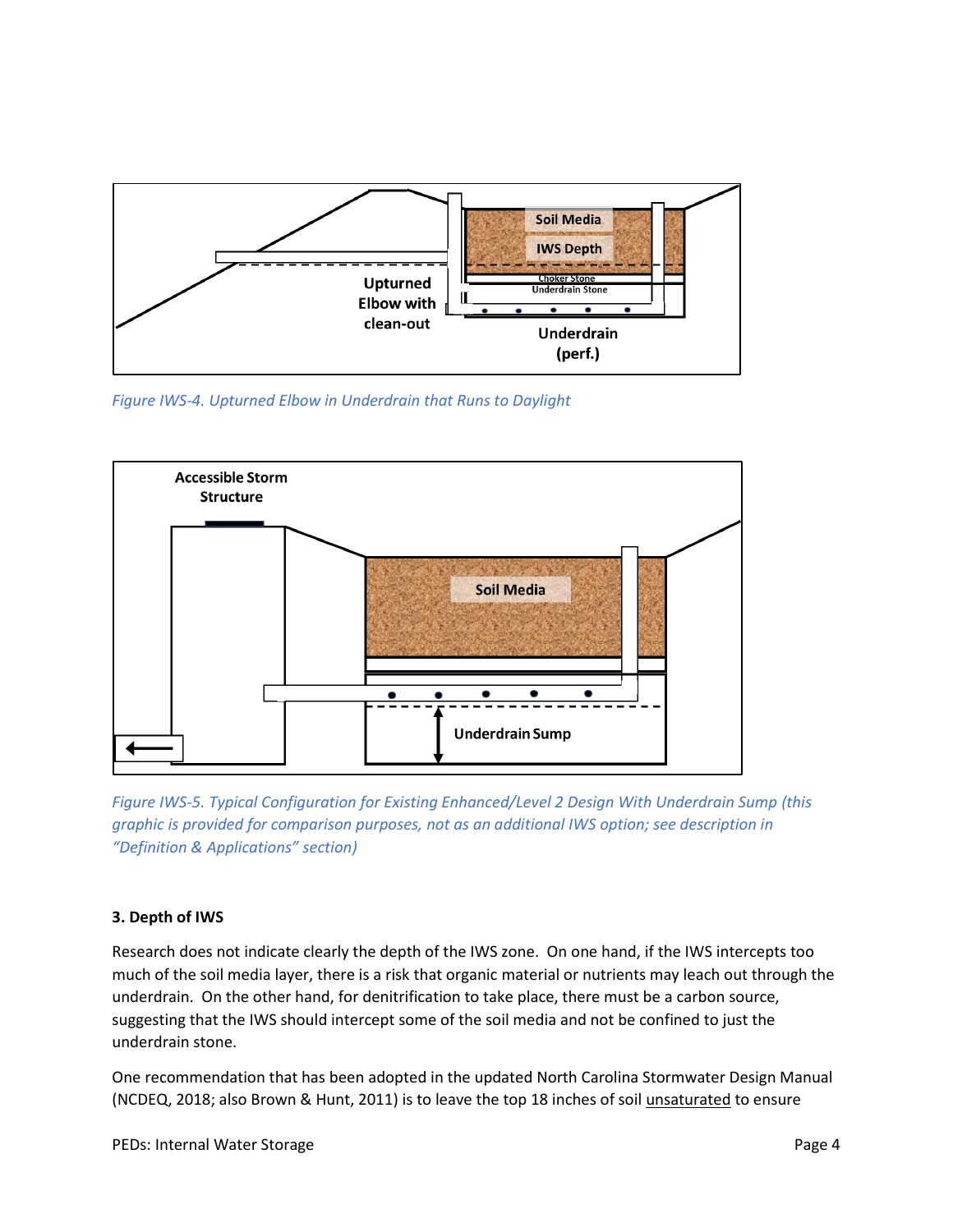*Figure IWS-4. Upturned Elbow in Underdrain that Runs to Daylight*

*Figure IWS-5. Typical Configuration for Existing Enhanced/Level 2 Design With Underdrain Sump (this graphic is provided for comparison purposes, not as an additional IWS option; see description in "Definition & Applications" section)*

**3. Depth of IWS**

Research does not indicate clearly the depth of the IWS zone. On one hand, if the IWS intercepts too much of the soil media layer, there is a risk that organic material or nutrients may leach out through the underdrain. On the other hand, for denitrification to take place, there must be a carbon source, suggesting that the IWS should intercept some of the soil media and not be confined to just the underdrain stone.

One recommendation that has been adopted in the updated North Carolina Stormwater Design Manual (NCDEQ, 2018; also Brown & Hunt, 2011) is to leave the top 18 inches of soil <u>unsaturated</u> to ensure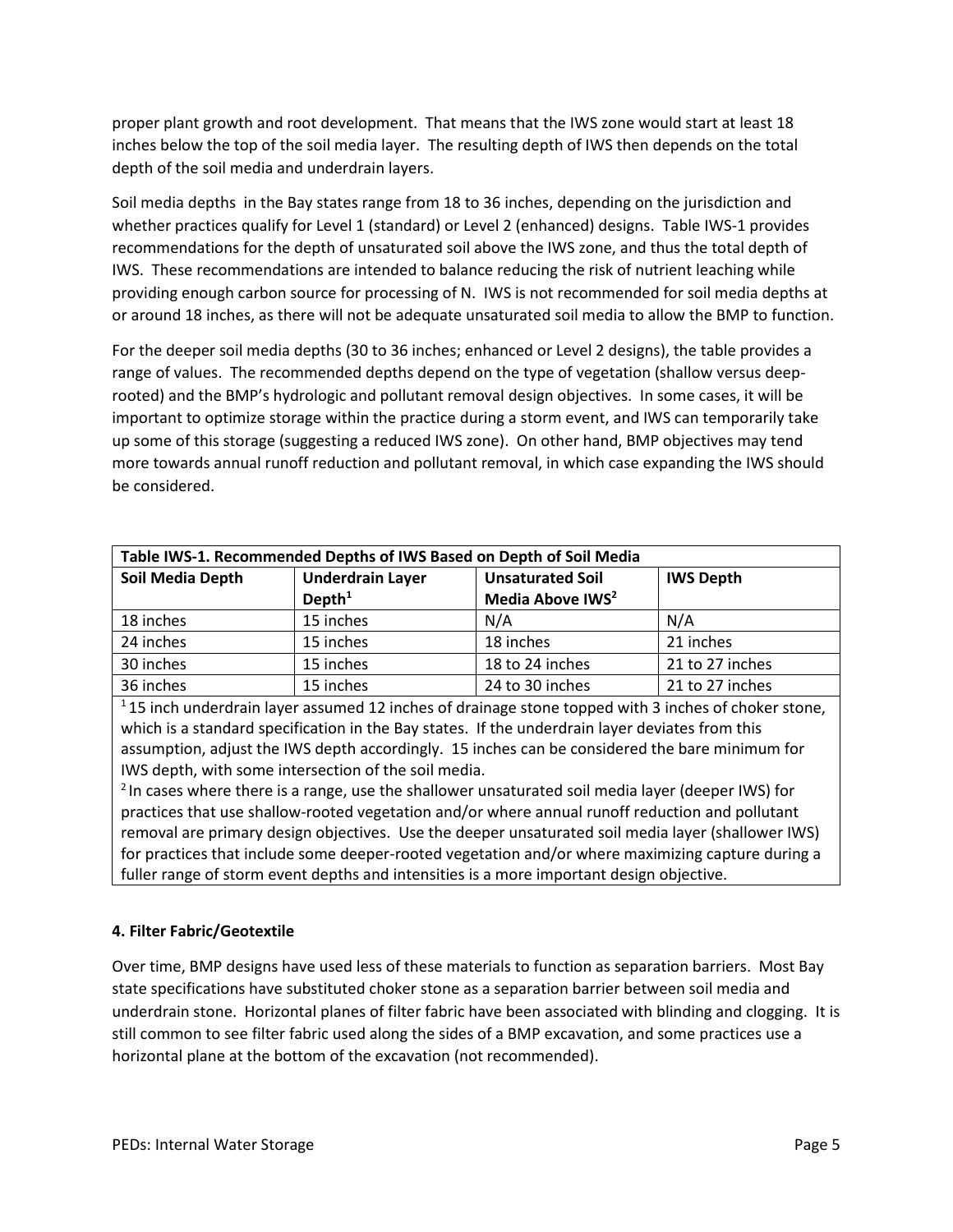proper plant growth and root development. That means that the IWS zone would start at least 18 inches below the top of the soil media layer. The resulting depth of IWS then depends on the total depth of the soil media and underdrain layers.

Soil media depths in the Bay states range from 18 to 36 inches, depending on the jurisdiction and whether practices qualify for Level 1 (standard) or Level 2 (enhanced) designs. Table IWS-1 provides recommendations for the depth of unsaturated soil above the IWS zone, and thus the total depth of IWS. These recommendations are intended to balance reducing the risk of nutrient leaching while providing enough carbon source for processing of N. IWS is not recommended for soil media depths at or around 18 inches, as there will not be adequate unsaturated soil media to allow the BMP to function.

For the deeper soil media depths (30 to 36 inches; enhanced or Level 2 designs), the table provides a range of values. The recommended depths depend on the type of vegetation (shallow versus deep-rooted) and the BMP's hydrologic and pollutant removal design objectives. In some cases, it will be important to optimize storage within the practice during a storm event, and IWS can temporarily take up some of this storage (suggesting a reduced IWS zone). On other hand, BMP objectives may tend more towards annual runoff reduction and pollutant removal, in which case expanding the IWS should be considered.

**Table IWS-1. Recommended Depths of IWS Based on Depth of Soil Media**

| Soil Media Depth | Underdrain Layer Depth[1] | Unsaturated Soil Media Above IWS[2] | IWS Depth |
|---|---|---|---|
| 18 inches | 15 inches | N/A | N/A |
| 24 inches | 15 inches | 18 inches | 21 inches |
| 30 inches | 15 inches | 18 to 24 inches | 21 to 27 inches |
| 36 inches | 15 inches | 24 to 30 inches | 21 to 27 inches |

[1] 15 inch underdrain layer assumed 12 inches of drainage stone topped with 3 inches of choker stone, which is a standard specification in the Bay states. If the underdrain layer deviates from this assumption, adjust the IWS depth accordingly. 15 inches can be considered the bare minimum for IWS depth, with some intersection of the soil media.

[2] In cases where there is a range, use the shallower unsaturated soil media layer (deeper IWS) for practices that use shallow-rooted vegetation and/or where annual runoff reduction and pollutant removal are primary design objectives. Use the deeper unsaturated soil media layer (shallower IWS) for practices that include some deeper-rooted vegetation and/or where maximizing capture during a fuller range of storm event depths and intensities is a more important design objective.

### 4. Filter Fabric/Geotextile

Over time, BMP designs have used less of these materials to function as separation barriers. Most Bay state specifications have substituted choker stone as a separation barrier between soil media and underdrain stone. Horizontal planes of filter fabric have been associated with blinding and clogging. It is still common to see filter fabric used along the sides of a BMP excavation, and some practices use a horizontal plane at the bottom of the excavation (not recommended).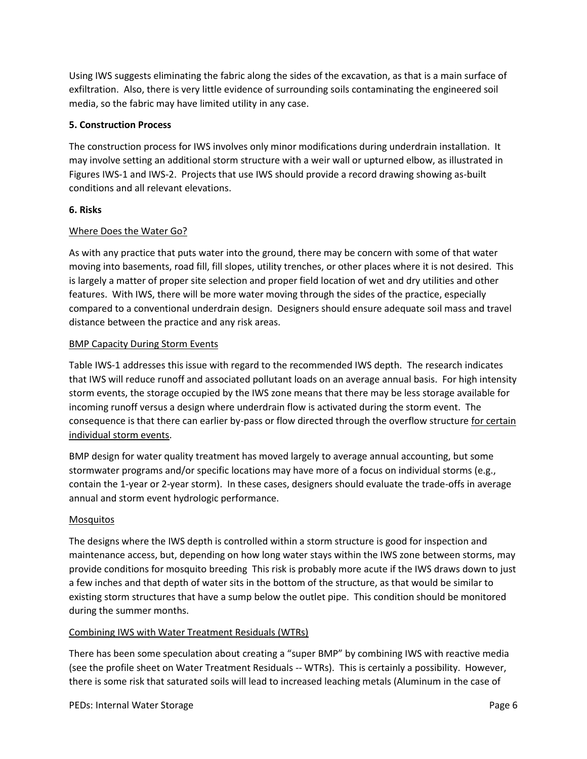Using IWS suggests eliminating the fabric along the sides of the excavation, as that is a main surface of exfiltration. Also, there is very little evidence of surrounding soils contaminating the engineered soil media, so the fabric may have limited utility in any case.

**5. Construction Process**

The construction process for IWS involves only minor modifications during underdrain installation. It may involve setting an additional storm structure with a weir wall or upturned elbow, as illustrated in Figures IWS-1 and IWS-2. Projects that use IWS should provide a record drawing showing as-built conditions and all relevant elevations.

**6. Risks**

<u>Where Does the Water Go?</u>

As with any practice that puts water into the ground, there may be concern with some of that water moving into basements, road fill, fill slopes, utility trenches, or other places where it is not desired. This is largely a matter of proper site selection and proper field location of wet and dry utilities and other features. With IWS, there will be more water moving through the sides of the practice, especially compared to a conventional underdrain design. Designers should ensure adequate soil mass and travel distance between the practice and any risk areas.

<u>BMP Capacity During Storm Events</u>

Table IWS-1 addresses this issue with regard to the recommended IWS depth. The research indicates that IWS will reduce runoff and associated pollutant loads on an average annual basis. For high intensity storm events, the storage occupied by the IWS zone means that there may be less storage available for incoming runoff versus a design where underdrain flow is activated during the storm event. The consequence is that there can earlier by-pass or flow directed through the overflow structure <u>for certain individual storm events</u>.

BMP design for water quality treatment has moved largely to average annual accounting, but some stormwater programs and/or specific locations may have more of a focus on individual storms (e.g., contain the 1-year or 2-year storm). In these cases, designers should evaluate the trade-offs in average annual and storm event hydrologic performance.

<u>Mosquitos</u>

The designs where the IWS depth is controlled within a storm structure is good for inspection and maintenance access, but, depending on how long water stays within the IWS zone between storms, may provide conditions for mosquito breeding This risk is probably more acute if the IWS draws down to just a few inches and that depth of water sits in the bottom of the structure, as that would be similar to existing storm structures that have a sump below the outlet pipe. This condition should be monitored during the summer months.

<u>Combining IWS with Water Treatment Residuals (WTRs)</u>

There has been some speculation about creating a "super BMP" by combining IWS with reactive media (see the profile sheet on Water Treatment Residuals -- WTRs). This is certainly a possibility. However, there is some risk that saturated soils will lead to increased leaching metals (Aluminum in the case of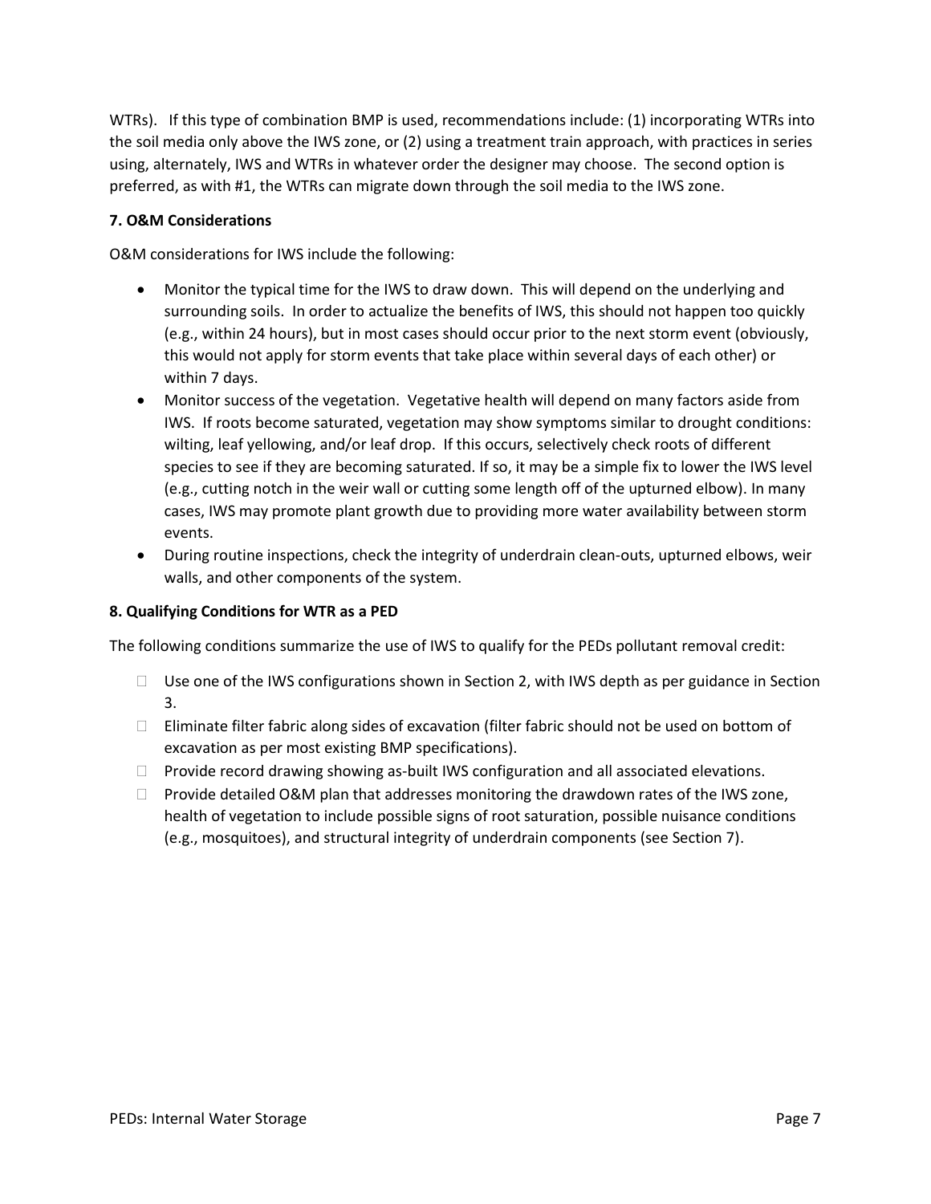WTRs). If this type of combination BMP is used, recommendations include: (1) incorporating WTRs into the soil media only above the IWS zone, or (2) using a treatment train approach, with practices in series using, alternately, IWS and WTRs in whatever order the designer may choose. The second option is preferred, as with #1, the WTRs can migrate down through the soil media to the IWS zone.

**7. O&M Considerations**

O&M considerations for IWS include the following:

- Monitor the typical time for the IWS to draw down. This will depend on the underlying and surrounding soils. In order to actualize the benefits of IWS, this should not happen too quickly (e.g., within 24 hours), but in most cases should occur prior to the next storm event (obviously, this would not apply for storm events that take place within several days of each other) or within 7 days.
- Monitor success of the vegetation. Vegetative health will depend on many factors aside from IWS. If roots become saturated, vegetation may show symptoms similar to drought conditions: wilting, leaf yellowing, and/or leaf drop. If this occurs, selectively check roots of different species to see if they are becoming saturated. If so, it may be a simple fix to lower the IWS level (e.g., cutting notch in the weir wall or cutting some length off of the upturned elbow). In many cases, IWS may promote plant growth due to providing more water availability between storm events.
- During routine inspections, check the integrity of underdrain clean-outs, upturned elbows, weir walls, and other components of the system.

**8. Qualifying Conditions for WTR as a PED**

The following conditions summarize the use of IWS to qualify for the PEDs pollutant removal credit:

- Use one of the IWS configurations shown in Section 2, with IWS depth as per guidance in Section 3.
- Eliminate filter fabric along sides of excavation (filter fabric should not be used on bottom of excavation as per most existing BMP specifications).
- Provide record drawing showing as-built IWS configuration and all associated elevations.
- Provide detailed O&M plan that addresses monitoring the drawdown rates of the IWS zone, health of vegetation to include possible signs of root saturation, possible nuisance conditions (e.g., mosquitoes), and structural integrity of underdrain components (see Section 7).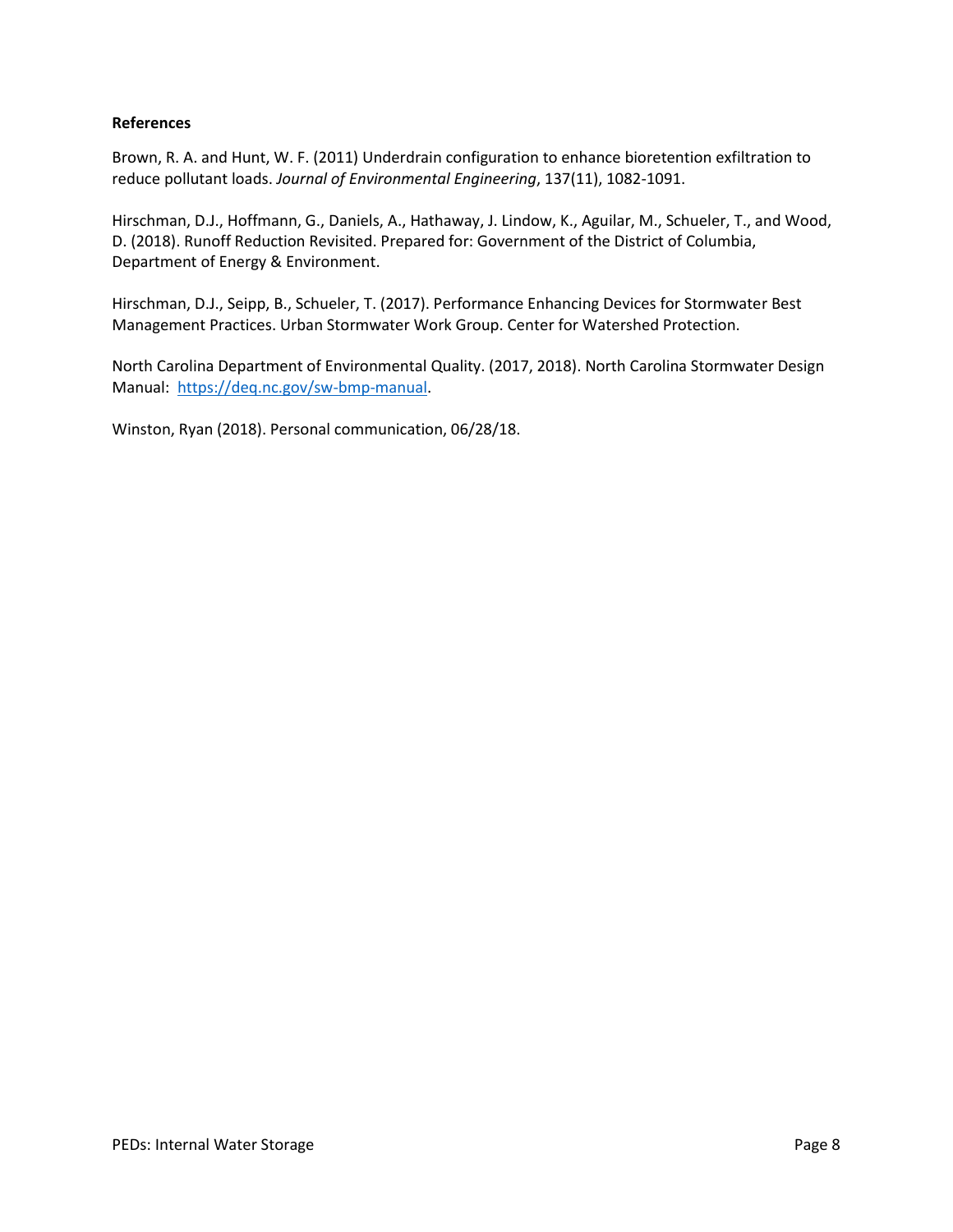**References**

Brown, R. A. and Hunt, W. F. (2011) Underdrain configuration to enhance bioretention exfiltration to reduce pollutant loads. *Journal of Environmental Engineering*, 137(11), 1082-1091.

Hirschman, D.J., Hoffmann, G., Daniels, A., Hathaway, J. Lindow, K., Aguilar, M., Schueler, T., and Wood, D. (2018). Runoff Reduction Revisited. Prepared for: Government of the District of Columbia, Department of Energy & Environment.

Hirschman, D.J., Seipp, B., Schueler, T. (2017). Performance Enhancing Devices for Stormwater Best Management Practices. Urban Stormwater Work Group. Center for Watershed Protection.

North Carolina Department of Environmental Quality. (2017, 2018). North Carolina Stormwater Design Manual: https://deq.nc.gov/sw-bmp-manual.

Winston, Ryan (2018). Personal communication, 06/28/18.